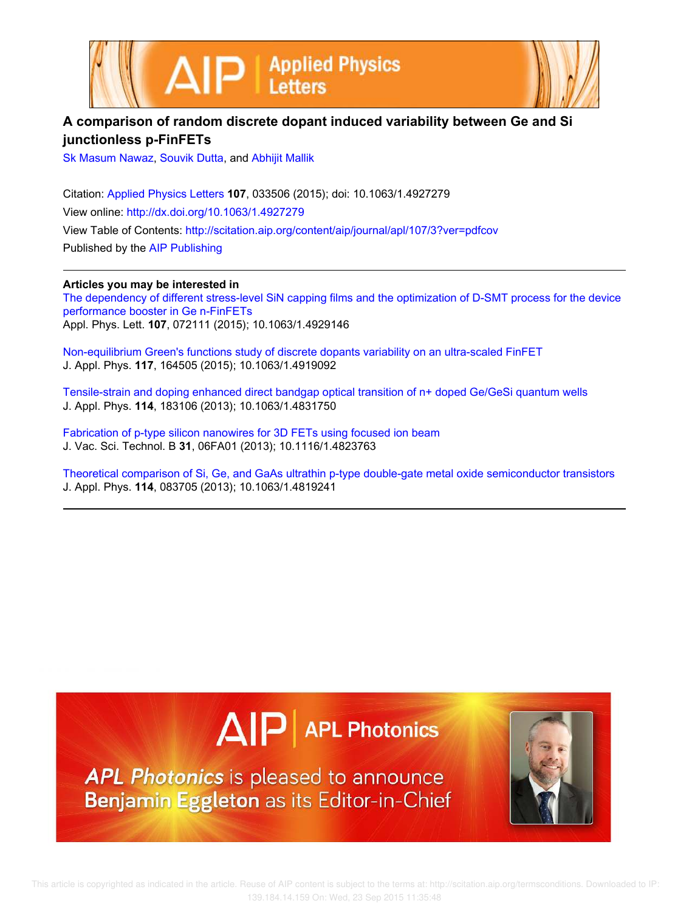# A comparison of random discrete dopant induced variability between Ge and Si junctionless p-FinFETs

Sk Masum Nawaz, Souvik Dutta, and Abhijit Mallik

Citation: Applied Physics Letters **107**, 033506 (2015); doi: 10.1063/1.4927279

View online: http://dx.doi.org/10.1063/1.4927279

View Table of Contents: http://scitation.aip.org/content/aip/journal/apl/107/3?ver=pdfcov

Published by the AIP Publishing

---

**Articles you may be interested in**

The dependency of different stress-level SiN capping films and the optimization of D-SMT process for the device performance booster in Ge n-FinFETs
Appl. Phys. Lett. **107**, 072111 (2015); 10.1063/1.4929146

Non-equilibrium Green's functions study of discrete dopants variability on an ultra-scaled FinFET
J. Appl. Phys. **117**, 164505 (2015); 10.1063/1.4919092

Tensile-strain and doping enhanced direct bandgap optical transition of n+ doped Ge/GeSi quantum wells
J. Appl. Phys. **114**, 183106 (2013); 10.1063/1.4831750

Fabrication of p-type silicon nanowires for 3D FETs using focused ion beam
J. Vac. Sci. Technol. B **31**, 06FA01 (2013); 10.1116/1.4823763

Theoretical comparison of Si, Ge, and GaAs ultrathin p-type double-gate metal oxide semiconductor transistors
J. Appl. Phys. **114**, 083705 (2013); 10.1063/1.4819241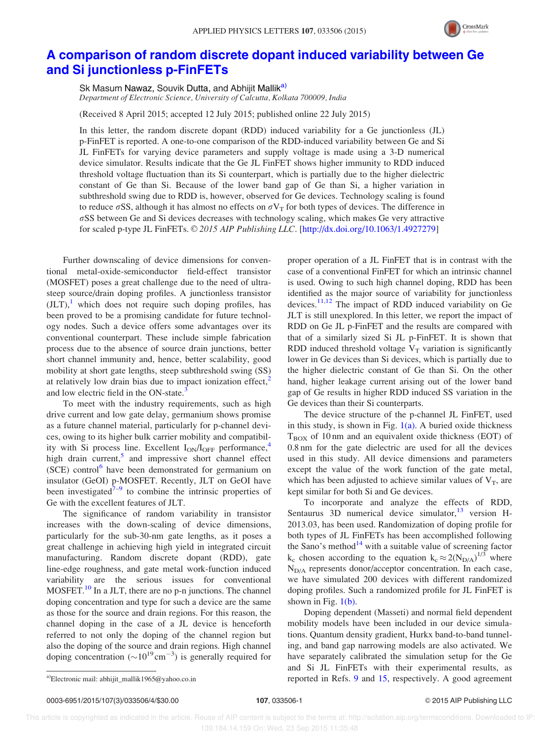# A comparison of random discrete dopant induced variability between Ge and Si junctionless p-FinFETs

Sk Masum Nawaz, Souvik Dutta, and Abhijit Mallik[a)]

*Department of Electronic Science, University of Calcutta, Kolkata 700009, India*

(Received 8 April 2015; accepted 12 July 2015; published online 22 July 2015)

In this letter, the random discrete dopant (RDD) induced variability for a Ge junctionless (JL) p-FinFET is reported. A one-to-one comparison of the RDD-induced variability between Ge and Si JL FinFETs for varying device parameters and supply voltage is made using a 3-D numerical device simulator. Results indicate that the Ge JL FinFET shows higher immunity to RDD induced threshold voltage fluctuation than its Si counterpart, which is partially due to the higher dielectric constant of Ge than Si. Because of the lower band gap of Ge than Si, a higher variation in subthreshold swing due to RDD is, however, observed for Ge devices. Technology scaling is found to reduce $\sigma SS$, although it has almost no effects on $\sigma V_T$ for both types of devices. The difference in $\sigma SS$ between Ge and Si devices decreases with technology scaling, which makes Ge very attractive for scaled p-type JL FinFETs. © *2015 AIP Publishing LLC*. [http://dx.doi.org/10.1063/1.4927279]

Further downscaling of device dimensions for conventional metal-oxide-semiconductor field-effect transistor (MOSFET) poses a great challenge due to the need of ultra-steep source/drain doping profiles. A junctionless transistor (JLT),[1] which does not require such doping profiles, has been proved to be a promising candidate for future technology nodes. Such a device offers some advantages over its conventional counterpart. These include simple fabrication process due to the absence of source drain junctions, better short channel immunity and, hence, better scalability, good mobility at short gate lengths, steep subthreshold swing (SS) at relatively low drain bias due to impact ionization effect,[2] and low electric field in the ON-state.[3]

To meet with the industry requirements, such as high drive current and low gate delay, germanium shows promise as a future channel material, particularly for p-channel devices, owing to its higher bulk carrier mobility and compatibility with Si process line. Excellent $I_{ON}/I_{OFF}$ performance,[4] high drain current,[5] and impressive short channel effect (SCE) control[6] have been demonstrated for germanium on insulator (GeOI) p-MOSFET. Recently, JLT on GeOI have been investigated[7–9] to combine the intrinsic properties of Ge with the excellent features of JLT.

The significance of random variability in transistor increases with the down-scaling of device dimensions, particularly for the sub-30-nm gate lengths, as it poses a great challenge in achieving high yield in integrated circuit manufacturing. Random discrete dopant (RDD), gate line-edge roughness, and gate metal work-function induced variability are the serious issues for conventional MOSFET.[10] In a JLT, there are no p-n junctions. The channel doping concentration and type for such a device are the same as those for the source and drain regions. For this reason, the channel doping in the case of a JL device is henceforth referred to not only the doping of the channel region but also the doping of the source and drain regions. High channel doping concentration ($\sim 10^{19}\,\text{cm}^{-3}$) is generally required for proper operation of a JL FinFET that is in contrast with the case of a conventional FinFET for which an intrinsic channel is used. Owing to such high channel doping, RDD has been identified as the major source of variability for junctionless devices.[11,12] The impact of RDD induced variability on Ge JLT is still unexplored. In this letter, we report the impact of RDD on Ge JL p-FinFET and the results are compared with that of a similarly sized Si JL p-FinFET. It is shown that RDD induced threshold voltage $V_T$ variation is significantly lower in Ge devices than Si devices, which is partially due to the higher dielectric constant of Ge than Si. On the other hand, higher leakage current arising out of the lower band gap of Ge results in higher RDD induced SS variation in the Ge devices than their Si counterparts.

The device structure of the p-channel JL FinFET, used in this study, is shown in Fig. 1(a). A buried oxide thickness $T_{BOX}$ of 10 nm and an equivalent oxide thickness (EOT) of 0.8 nm for the gate dielectric are used for all the devices used in this study. All device dimensions and parameters except the value of the work function of the gate metal, which has been adjusted to achieve similar values of $V_T$, are kept similar for both Si and Ge devices.

To incorporate and analyze the effects of RDD, Sentaurus 3D numerical device simulator,[13] version H-2013.03, has been used. Randomization of doping profile for both types of JL FinFETs has been accomplished following the Sano's method[14] with a suitable value of screening factor $k_c$ chosen according to the equation $k_c \approx 2(N_{D/A})^{1/3}$ where $N_{D/A}$ represents donor/acceptor concentration. In each case, we have simulated 200 devices with different randomized doping profiles. Such a randomized profile for JL FinFET is shown in Fig. 1(b).

Doping dependent (Masseti) and normal field dependent mobility models have been included in our device simulations. Quantum density gradient, Hurkx band-to-band tunneling, and band gap narrowing models are also activated. We have separately calibrated the simulation setup for the Ge and Si JL FinFETs with their experimental results, as reported in Refs. 9 and 15, respectively. A good agreement

[a)]Electronic mail: abhijit_mallik1965@yahoo.co.in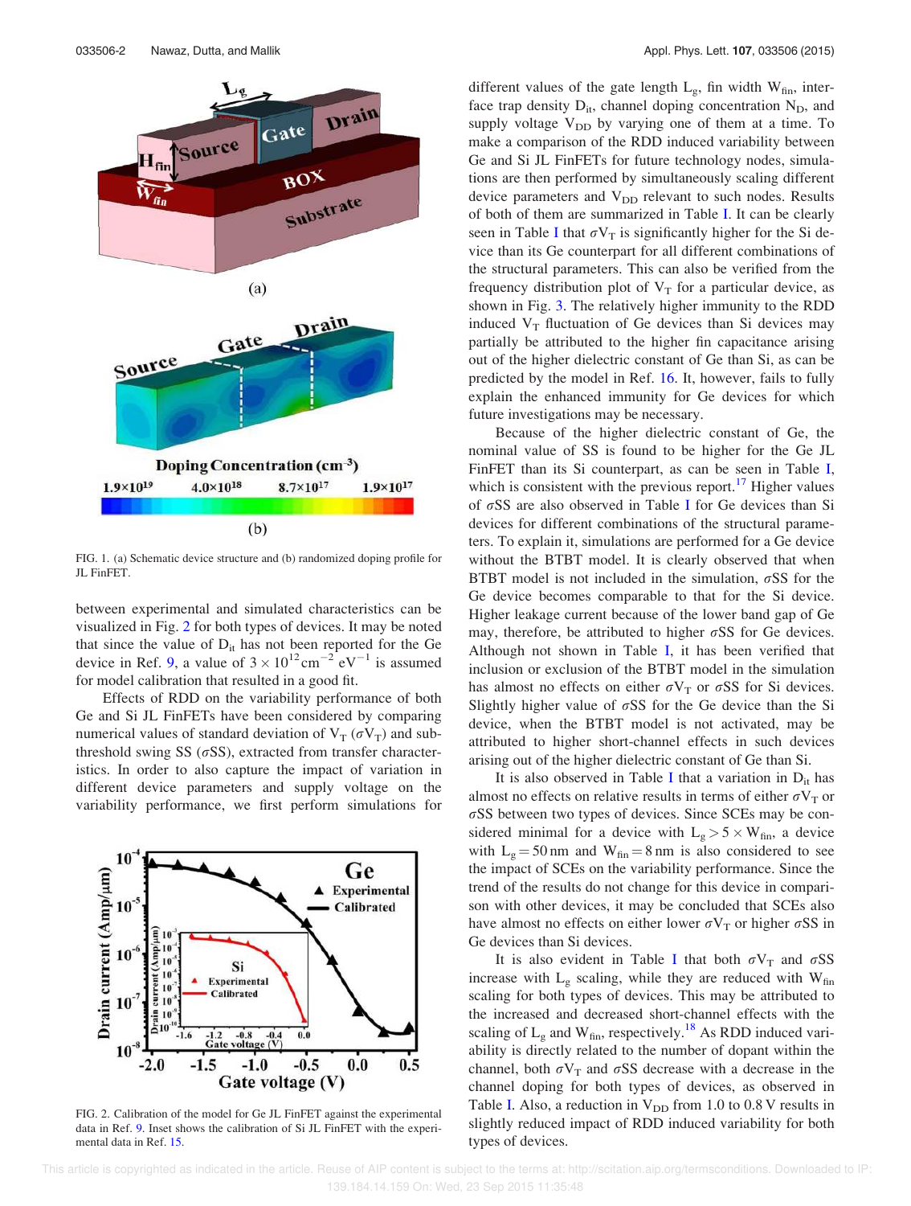FIG. 1. (a) Schematic device structure and (b) randomized doping profile for JL FinFET.

between experimental and simulated characteristics can be visualized in Fig. 2 for both types of devices. It may be noted that since the value of $D_{it}$ has not been reported for the Ge device in Ref. 9, a value of $3 \times 10^{12}\,\mathrm{cm}^{-2}\,\mathrm{eV}^{-1}$ is assumed for model calibration that resulted in a good fit.

Effects of RDD on the variability performance of both Ge and Si JL FinFETs have been considered by comparing numerical values of standard deviation of $V_T$ ($\sigma V_T$) and subthreshold swing SS ($\sigma$SS), extracted from transfer characteristics. In order to also capture the impact of variation in different device parameters and supply voltage on the variability performance, we first perform simulations for different values of the gate length $L_g$, fin width $W_{fin}$, interface trap density $D_{it}$, channel doping concentration $N_D$, and supply voltage $V_{DD}$ by varying one of them at a time. To make a comparison of the RDD induced variability between Ge and Si JL FinFETs for future technology nodes, simulations are then performed by simultaneously scaling different device parameters and $V_{DD}$ relevant to such nodes. Results of both of them are summarized in Table I. It can be clearly seen in Table I that $\sigma V_T$ is significantly higher for the Si device than its Ge counterpart for all different combinations of the structural parameters. This can also be verified from the frequency distribution plot of $V_T$ for a particular device, as shown in Fig. 3. The relatively higher immunity to the RDD induced $V_T$ fluctuation of Ge devices than Si devices may partially be attributed to the higher fin capacitance arising out of the higher dielectric constant of Ge than Si, as can be predicted by the model in Ref. 16. It, however, fails to fully explain the enhanced immunity for Ge devices for which future investigations may be necessary.

Because of the higher dielectric constant of Ge, the nominal value of SS is found to be higher for the Ge JL FinFET than its Si counterpart, as can be seen in Table I, which is consistent with the previous report.[17] Higher values of $\sigma$SS are also observed in Table I for Ge devices than Si devices for different combinations of the structural parameters. To explain it, simulations are performed for a Ge device without the BTBT model. It is clearly observed that when BTBT model is not included in the simulation, $\sigma$SS for the Ge device becomes comparable to that for the Si device. Higher leakage current because of the lower band gap of Ge may, therefore, be attributed to higher $\sigma$SS for Ge devices. Although not shown in Table I, it has been verified that inclusion or exclusion of the BTBT model in the simulation has almost no effects on either $\sigma V_T$ or $\sigma$SS for Si devices. Slightly higher value of $\sigma$SS for the Ge device than the Si device, when the BTBT model is not activated, may be attributed to higher short-channel effects in such devices arising out of the higher dielectric constant of Ge than Si.

It is also observed in Table I that a variation in $D_{it}$ has almost no effects on relative results in terms of either $\sigma V_T$ or $\sigma$SS between two types of devices. Since SCEs may be considered minimal for a device with $L_g > 5 \times W_{fin}$, a device with $L_g = 50\,\mathrm{nm}$ and $W_{fin} = 8\,\mathrm{nm}$ is also considered to see the impact of SCEs on the variability performance. Since the trend of the results do not change for this device in comparison with other devices, it may be concluded that SCEs also have almost no effects on either lower $\sigma V_T$ or higher $\sigma$SS in Ge devices than Si devices.

It is also evident in Table I that both $\sigma V_T$ and $\sigma$SS increase with $L_g$ scaling, while they are reduced with $W_{fin}$ scaling for both types of devices. This may be attributed to the increased and decreased short-channel effects with the scaling of $L_g$ and $W_{fin}$, respectively.[18] As RDD induced variability is directly related to the number of dopant within the channel, both $\sigma V_T$ and $\sigma$SS decrease with a decrease in the channel doping for both types of devices, as observed in Table I. Also, a reduction in $V_{DD}$ from 1.0 to 0.8 V results in slightly reduced impact of RDD induced variability for both types of devices.

FIG. 2. Calibration of the model for Ge JL FinFET against the experimental data in Ref. 9. Inset shows the calibration of Si JL FinFET with the experimental data in Ref. 15.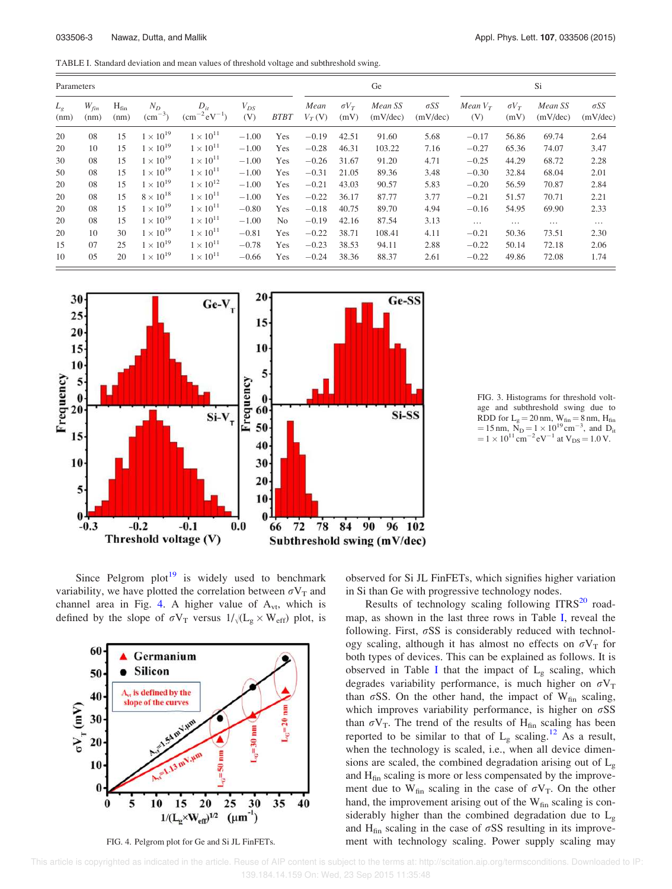TABLE I. Standard deviation and mean values of threshold voltage and subthreshold swing.

| Parameters | | | | | | | Ge | | | | Si | | | |
|---|---|---|---|---|---|---|---|---|---|---|---|---|---|---|
| $L_g$ (nm) | $W_{fin}$ (nm) | $H_{fin}$ (nm) | $N_D$ ($cm^{-3}$) | $D_{it}$ ($cm^{-2}eV^{-1}$) | $V_{DS}$ (V) | *BTBT* | *Mean* $V_T$ (V) | $\sigma V_T$ (mV) | *Mean SS* (mV/dec) | $\sigma SS$ (mV/dec) | *Mean* $V_T$ (V) | $\sigma V_T$ (mV) | *Mean SS* (mV/dec) | $\sigma SS$ (mV/dec) |
| 20 | 08 | 15 | $1 \times 10^{19}$ | $1 \times 10^{11}$ | −1.00 | Yes | −0.19 | 42.51 | 91.60 | 5.68 | −0.17 | 56.86 | 69.74 | 2.64 |
| 20 | 10 | 15 | $1 \times 10^{19}$ | $1 \times 10^{11}$ | −1.00 | Yes | −0.28 | 46.31 | 103.22 | 7.16 | −0.27 | 65.36 | 74.07 | 3.47 |
| 30 | 08 | 15 | $1 \times 10^{19}$ | $1 \times 10^{11}$ | −1.00 | Yes | −0.26 | 31.67 | 91.20 | 4.71 | −0.25 | 44.29 | 68.72 | 2.28 |
| 50 | 08 | 15 | $1 \times 10^{19}$ | $1 \times 10^{11}$ | −1.00 | Yes | −0.31 | 21.05 | 89.36 | 3.48 | −0.30 | 32.84 | 68.04 | 2.01 |
| 20 | 08 | 15 | $1 \times 10^{19}$ | $1 \times 10^{12}$ | −1.00 | Yes | −0.21 | 43.03 | 90.57 | 5.83 | −0.20 | 56.59 | 70.87 | 2.84 |
| 20 | 08 | 15 | $8 \times 10^{18}$ | $1 \times 10^{11}$ | −1.00 | Yes | −0.22 | 36.17 | 87.77 | 3.77 | −0.21 | 51.57 | 70.71 | 2.21 |
| 20 | 08 | 15 | $1 \times 10^{19}$ | $1 \times 10^{11}$ | −0.80 | Yes | −0.18 | 40.75 | 89.70 | 4.94 | −0.16 | 54.95 | 69.90 | 2.33 |
| 20 | 08 | 15 | $1 \times 10^{19}$ | $1 \times 10^{11}$ | −1.00 | No | −0.19 | 42.16 | 87.54 | 3.13 | … | … | … | … |
| 20 | 10 | 30 | $1 \times 10^{19}$ | $1 \times 10^{11}$ | −0.81 | Yes | −0.22 | 38.71 | 108.41 | 4.11 | −0.21 | 50.36 | 73.51 | 2.30 |
| 15 | 07 | 25 | $1 \times 10^{19}$ | $1 \times 10^{11}$ | −0.78 | Yes | −0.23 | 38.53 | 94.11 | 2.88 | −0.22 | 50.14 | 72.18 | 2.06 |
| 10 | 05 | 20 | $1 \times 10^{19}$ | $1 \times 10^{11}$ | −0.66 | Yes | −0.24 | 38.36 | 88.37 | 2.61 | −0.22 | 49.86 | 72.08 | 1.74 |

FIG. 3. Histograms for threshold voltage and subthreshold swing due to RDD for $L_g = 20$ nm, $W_{fin} = 8$ nm, $H_{fin} = 15$ nm, $N_D = 1 \times 10^{19}$ $cm^{-3}$, and $D_{it} = 1 \times 10^{11}$ $cm^{-2}eV^{-1}$ at $V_{DS} = 1.0$ V.

Since Pelgrom plot[19] is widely used to benchmark variability, we have plotted the correlation between $\sigma V_T$ and channel area in Fig. 4. A higher value of $A_{vt}$, which is defined by the slope of $\sigma V_T$ versus $1/\sqrt{(L_g \times W_{eff})}$ plot, is observed for Si JL FinFETs, which signifies higher variation in Si than Ge with progressive technology nodes.

FIG. 4. Pelgrom plot for Ge and Si JL FinFETs.

Results of technology scaling following ITRS[20] roadmap, as shown in the last three rows in Table I, reveal the following. First, $\sigma SS$ is considerably reduced with technology scaling, although it has almost no effects on $\sigma V_T$ for both types of devices. This can be explained as follows. It is observed in Table I that the impact of $L_g$ scaling, which degrades variability performance, is much higher on $\sigma V_T$ than $\sigma SS$. On the other hand, the impact of $W_{fin}$ scaling, which improves variability performance, is higher on $\sigma SS$ than $\sigma V_T$. The trend of the results of $H_{fin}$ scaling has been reported to be similar to that of $L_g$ scaling.[12] As a result, when the technology is scaled, i.e., when all device dimensions are scaled, the combined degradation arising out of $L_g$ and $H_{fin}$ scaling is more or less compensated by the improvement due to $W_{fin}$ scaling in the case of $\sigma V_T$. On the other hand, the improvement arising out of the $W_{fin}$ scaling is considerably higher than the combined degradation due to $L_g$ and $H_{fin}$ scaling in the case of $\sigma SS$ resulting in its improvement with technology scaling. Power supply scaling may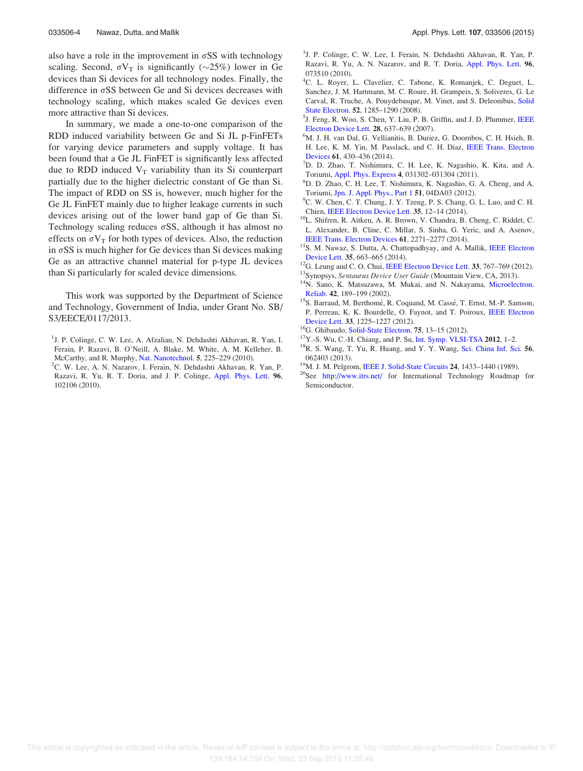also have a role in the improvement in $\sigma$SS with technology scaling. Second, $\sigma V_T$ is significantly ($\sim$25%) lower in Ge devices than Si devices for all technology nodes. Finally, the difference in $\sigma$SS between Ge and Si devices decreases with technology scaling, which makes scaled Ge devices even more attractive than Si devices.

In summary, we made a one-to-one comparison of the RDD induced variability between Ge and Si JL p-FinFETs for varying device parameters and supply voltage. It has been found that a Ge JL FinFET is significantly less affected due to RDD induced $V_T$ variability than its Si counterpart partially due to the higher dielectric constant of Ge than Si. The impact of RDD on SS is, however, much higher for the Ge JL FinFET mainly due to higher leakage currents in such devices arising out of the lower band gap of Ge than Si. Technology scaling reduces $\sigma$SS, although it has almost no effects on $\sigma V_T$ for both types of devices. Also, the reduction in $\sigma$SS is much higher for Ge devices than Si devices making Ge as an attractive channel material for p-type JL devices than Si particularly for scaled device dimensions.

This work was supported by the Department of Science and Technology, Government of India, under Grant No. SB/S3/EECE/0117/2013.

[1] J. P. Colinge, C. W. Lee, A. Afzalian, N. Dehdashti Akhavan, R. Yan, I. Ferain, P. Razavi, B. O'Neill, A. Blake, M. White, A. M. Kelleher, B. McCarthy, and R. Murphy, Nat. Nanotechnol. **5**, 225–229 (2010).

[2] C. W. Lee, A. N. Nazarov, I. Ferain, N. Dehdashti Akhavan, R. Yan, P. Razavi, R. Yu, R. T. Doria, and J. P. Colinge, Appl. Phys. Lett. **96**, 102106 (2010).

[3] J. P. Colinge, C. W. Lee, I. Ferain, N. Dehdashti Akhavan, R. Yan, P. Razavi, R. Yu, A. N. Nazarov, and R. T. Doria, Appl. Phys. Lett. **96**, 073510 (2010).

[4] C. L. Royer, L. Clavelier, C. Tabone, K. Romanjek, C. Deguet, L. Sanchez, J. M. Hartmann, M. C. Roure, H. Grampeix, S. Soliveres, G. Le Carval, R. Truche, A. Pouydebasque, M. Vinet, and S. Deleonibus, Solid State Electron. **52**, 1285–1290 (2008).

[5] J. Feng, R. Woo, S. Chen, Y. Liu, P. B. Griffin, and J. D. Plummer, IEEE Electron Device Lett. **28**, 637–639 (2007).

[6] M. J. H. van Dal, G. Vellianitis, B. Duriez, G. Doornbos, C. H. Hsieh, B. H. Lee, K. M. Yin, M. Passlack, and C. H. Diaz, IEEE Trans. Electron Devices **61**, 430–436 (2014).

[7] D. D. Zhao, T. Nishimura, C. H. Lee, K. Nagashio, K. Kita, and A. Toriumi, Appl. Phys. Express **4**, 031302–031304 (2011).

[8] D. D. Zhao, C. H. Lee, T. Nishimura, K. Nagashio, G. A. Cheng, and A. Toriumi, Jpn. J. Appl. Phys., Part 1 **51**, 04DA03 (2012).

[9] C. W. Chen, C. T. Chung, J. Y. Tzeng, P. S. Chang, G. L. Luo, and C. H. Chien, IEEE Electron Device Lett. **35**, 12–14 (2014).

[10] L. Shifren, R. Aitken, A. R. Brown, V. Chandra, B. Cheng, C. Riddet, C. L. Alexander, B. Cline, C. Millar, S. Sinha, G. Yeric, and A. Asenov, IEEE Trans. Electron Devices **61**, 2271–2277 (2014).

[11] S. M. Nawaz, S. Dutta, A. Chattopadhyay, and A. Mallik, IEEE Electron Device Lett. **35**, 663–665 (2014).

[12] G. Leung and C. O. Chui, IEEE Electron Device Lett. **33**, 767–769 (2012).

[13] Synopsys, *Sentaurus Device User Guide* (Mountain View, CA, 2013).

[14] N. Sano, K. Matsuzawa, M. Mukai, and N. Nakayama, Microelectron. Reliab. **42**, 189–199 (2002).

[15] S. Barraud, M. Berthomé, R. Coquand, M. Cassé, T. Ernst, M.-P. Samson, P. Perreau, K. K. Bourdelle, O. Faynot, and T. Poiroux, IEEE Electron Device Lett. **33**, 1225–1227 (2012).

[16] G. Ghibaudo, Solid-State Electron. **75**, 13–15 (2012).

[17] Y.-S. Wu, C.-H. Chiang, and P. Su, Int. Symp. VLSI-TSA **2012**, 1–2.

[18] R. S. Wang, T. Yu, R. Huang, and Y. Y. Wang, Sci. China Inf. Sci. **56**, 062403 (2013).

[19] M. J. M. Pelgrom, IEEE J. Solid-State Circuits **24**, 1433–1440 (1989).

[20] See http://www.itrs.net/ for International Technology Roadmap for Semiconductor.